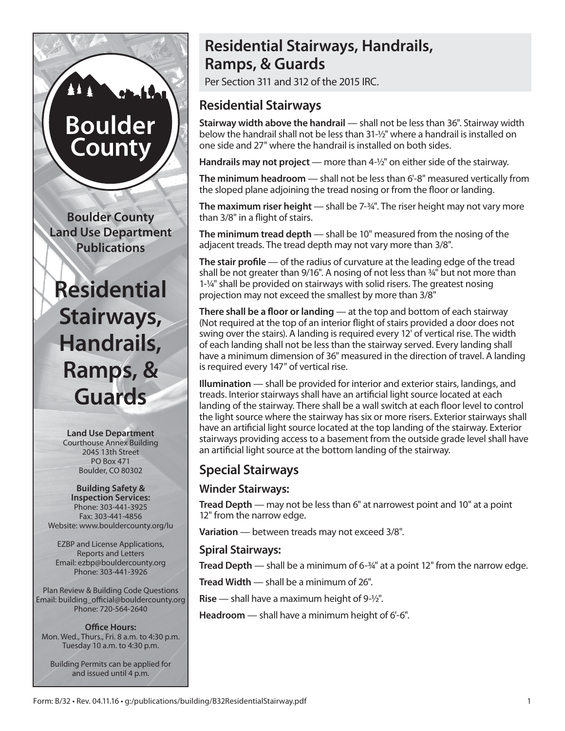# Residential Stairways, Handrails, Ramps, & Guards

Per Section 311 and 312 of the 2015 IRC.

## Residential Stairways

**Stairway width above the handrail** — shall not be less than 36". Stairway width below the handrail shall not be less than 31-½" where a handrail is installed on one side and 27" where the handrail is installed on both sides.

**Handrails may not project** — more than 4-½" on either side of the stairway.

**The minimum headroom** — shall not be less than 6'-8" measured vertically from the sloped plane adjoining the tread nosing or from the floor or landing.

**The maximum riser height** — shall be 7-¾". The riser height may not vary more than 3/8" in a flight of stairs.

**The minimum tread depth** — shall be 10" measured from the nosing of the adjacent treads. The tread depth may not vary more than 3/8".

**The stair profile** — of the radius of curvature at the leading edge of the tread shall be not greater than 9/16". A nosing of not less than ¾" but not more than 1-¼" shall be provided on stairways with solid risers. The greatest nosing projection may not exceed the smallest by more than 3/8"

**There shall be a floor or landing** — at the top and bottom of each stairway (Not required at the top of an interior flight of stairs provided a door does not swing over the stairs). A landing is required every 12' of vertical rise. The width of each landing shall not be less than the stairway served. Every landing shall have a minimum dimension of 36" measured in the direction of travel. A landing is required every 147" of vertical rise.

**Illumination** — shall be provided for interior and exterior stairs, landings, and treads. Interior stairways shall have an artificial light source located at each landing of the stairway. There shall be a wall switch at each floor level to control the light source where the stairway has six or more risers. Exterior stairways shall have an artificial light source located at the top landing of the stairway. Exterior stairways providing access to a basement from the outside grade level shall have an artificial light source at the bottom landing of the stairway.

## Special Stairways

### Winder Stairways:

**Tread Depth** — may not be less than 6" at narrowest point and 10" at a point 12" from the narrow edge.

**Variation** — between treads may not exceed 3/8".

### Spiral Stairways:

**Tread Depth** — shall be a minimum of 6-¾" at a point 12" from the narrow edge.

**Tread Width** — shall be a minimum of 26".

**Rise** — shall have a maximum height of 9-½".

**Headroom** — shall have a minimum height of 6'-6".

---

Boulder County

**Boulder County Land Use Department Publications**

# Residential Stairways, Handrails, Ramps, & Guards

**Land Use Department**
Courthouse Annex Building
2045 13th Street
PO Box 471
Boulder, CO 80302

**Building Safety & Inspection Services:**
Phone: 303-441-3925
Fax: 303-441-4856
Website: www.bouldercounty.org/lu

EZBP and License Applications, Reports and Letters
Email: ezbp@bouldercounty.org
Phone: 303-441-3926

Plan Review & Building Code Questions
Email: building_official@bouldercounty.org
Phone: 720-564-2640

**Office Hours:**
Mon. Wed., Thurs., Fri. 8 a.m. to 4:30 p.m.
Tuesday 10 a.m. to 4:30 p.m.

Building Permits can be applied for and issued until 4 p.m.

Form: B/32 • Rev. 04.11.16 • g:/publications/building/B32ResidentialStairway.pdf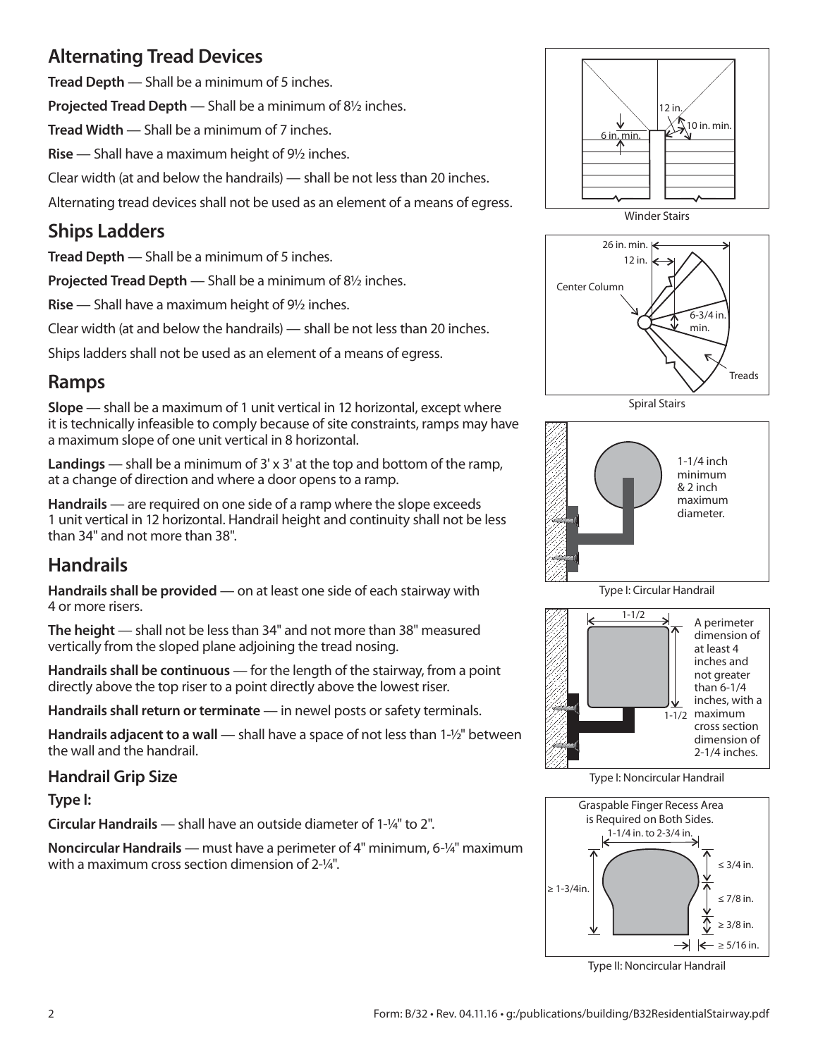## Alternating Tread Devices

**Tread Depth** — Shall be a minimum of 5 inches.

**Projected Tread Depth** — Shall be a minimum of 8½ inches.

**Tread Width** — Shall be a minimum of 7 inches.

**Rise** — Shall have a maximum height of 9½ inches.

Clear width (at and below the handrails) — shall be not less than 20 inches.

Alternating tread devices shall not be used as an element of a means of egress.

## Ships Ladders

**Tread Depth** — Shall be a minimum of 5 inches.

**Projected Tread Depth** — Shall be a minimum of 8½ inches.

**Rise** — Shall have a maximum height of 9½ inches.

Clear width (at and below the handrails) — shall be not less than 20 inches.

Ships ladders shall not be used as an element of a means of egress.

## Ramps

**Slope** — shall be a maximum of 1 unit vertical in 12 horizontal, except where it is technically infeasible to comply because of site constraints, ramps may have a maximum slope of one unit vertical in 8 horizontal.

**Landings** — shall be a minimum of 3' x 3' at the top and bottom of the ramp, at a change of direction and where a door opens to a ramp.

**Handrails** — are required on one side of a ramp where the slope exceeds 1 unit vertical in 12 horizontal. Handrail height and continuity shall not be less than 34" and not more than 38".

## Handrails

**Handrails shall be provided** — on at least one side of each stairway with 4 or more risers.

**The height** — shall not be less than 34" and not more than 38" measured vertically from the sloped plane adjoining the tread nosing.

**Handrails shall be continuous** — for the length of the stairway, from a point directly above the top riser to a point directly above the lowest riser.

**Handrails shall return or terminate** — in newel posts or safety terminals.

**Handrails adjacent to a wall** — shall have a space of not less than 1-½" between the wall and the handrail.

### Handrail Grip Size

**Type I:**

**Circular Handrails** — shall have an outside diameter of 1-¼" to 2".

**Noncircular Handrails** — must have a perimeter of 4" minimum, 6-¼" maximum with a maximum cross section dimension of 2-¼".

12 in. 10 in. min. 6 in. min.

Winder Stairs

26 in. min. 12 in. Center Column 6-3/4 in. min. Treads

Spiral Stairs

1-1/4 inch minimum & 2 inch maximum diameter.

Type I: Circular Handrail

1-1/2 1-1/2 A perimeter dimension of at least 4 inches and not greater than 6-1/4 inches, with a maximum cross section dimension of 2-1/4 inches.

Type I: Noncircular Handrail

Graspable Finger Recess Area is Required on Both Sides. 1-1/4 in. to 2-3/4 in. ≥ 1-3/4in. ≤ 3/4 in. ≤ 7/8 in. ≥ 3/8 in. ≥ 5/16 in.

Type II: Noncircular Handrail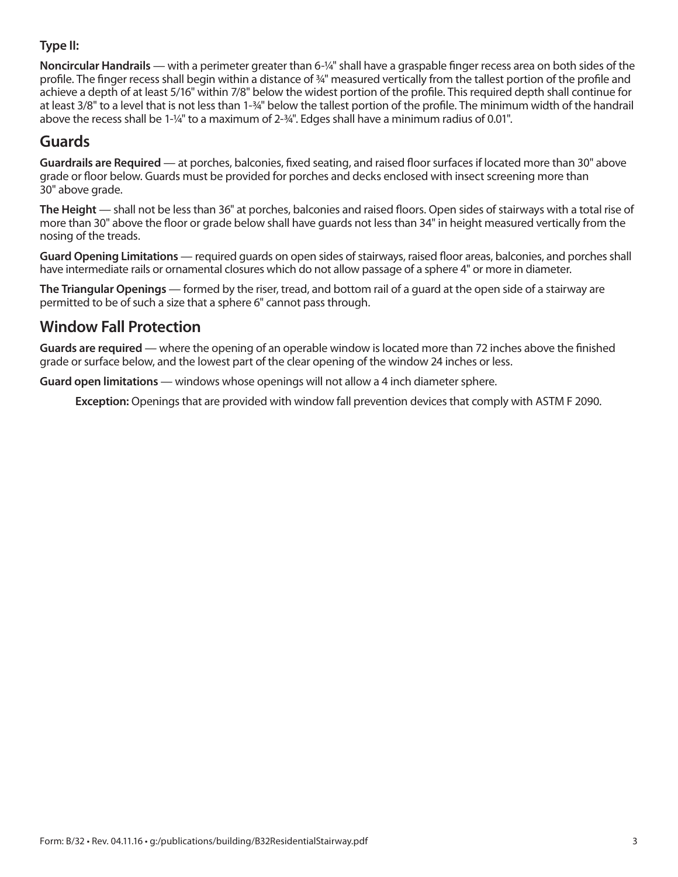**Type II:**

**Noncircular Handrails** — with a perimeter greater than 6-¼" shall have a graspable finger recess area on both sides of the profile. The finger recess shall begin within a distance of ¾" measured vertically from the tallest portion of the profile and achieve a depth of at least 5/16" within 7/8" below the widest portion of the profile. This required depth shall continue for at least 3/8" to a level that is not less than 1-¾" below the tallest portion of the profile. The minimum width of the handrail above the recess shall be 1-¼" to a maximum of 2-¾". Edges shall have a minimum radius of 0.01".

## Guards

**Guardrails are Required** — at porches, balconies, fixed seating, and raised floor surfaces if located more than 30" above grade or floor below. Guards must be provided for porches and decks enclosed with insect screening more than 30" above grade.

**The Height** — shall not be less than 36" at porches, balconies and raised floors. Open sides of stairways with a total rise of more than 30" above the floor or grade below shall have guards not less than 34" in height measured vertically from the nosing of the treads.

**Guard Opening Limitations** — required guards on open sides of stairways, raised floor areas, balconies, and porches shall have intermediate rails or ornamental closures which do not allow passage of a sphere 4" or more in diameter.

**The Triangular Openings** — formed by the riser, tread, and bottom rail of a guard at the open side of a stairway are permitted to be of such a size that a sphere 6" cannot pass through.

## Window Fall Protection

**Guards are required** — where the opening of an operable window is located more than 72 inches above the finished grade or surface below, and the lowest part of the clear opening of the window 24 inches or less.

**Guard open limitations** — windows whose openings will not allow a 4 inch diameter sphere.

**Exception:** Openings that are provided with window fall prevention devices that comply with ASTM F 2090.